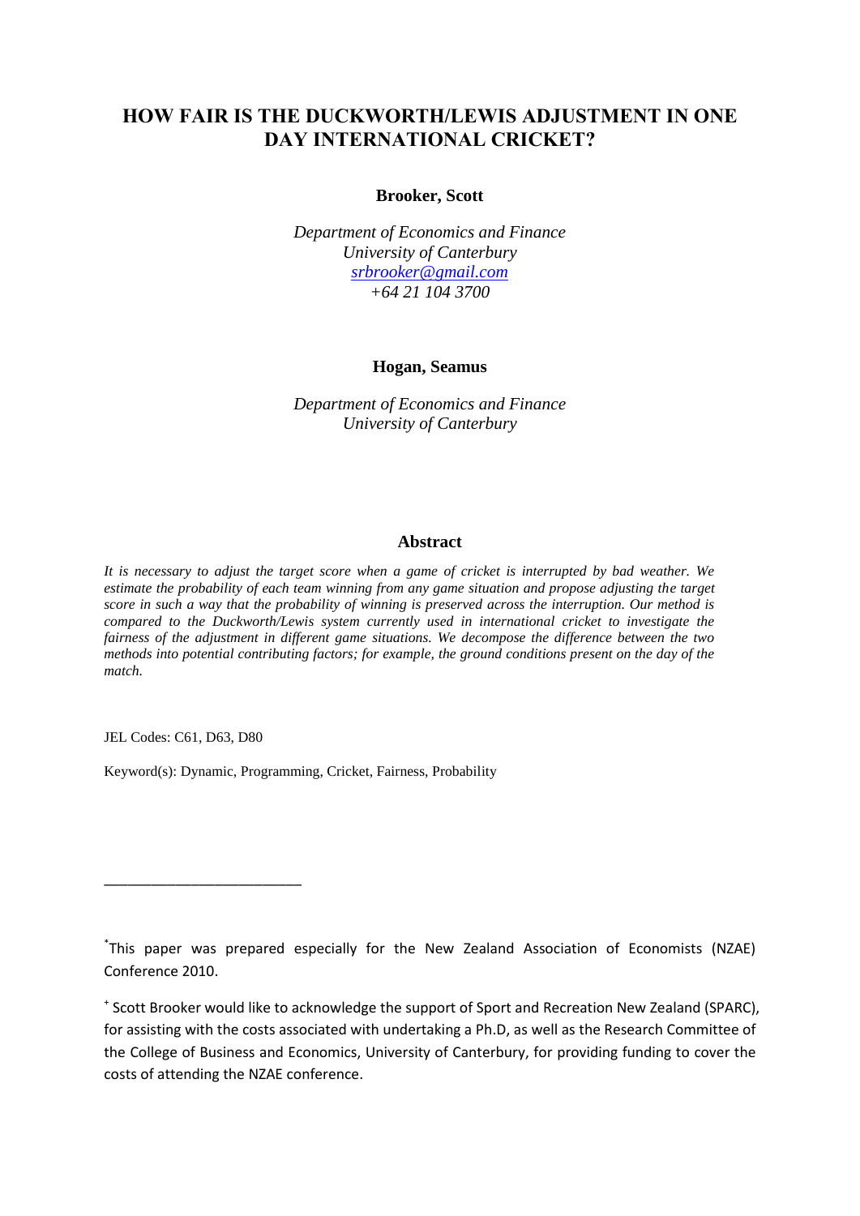# HOW FAIR IS THE DUCKWORTH/LEWIS ADJUSTMENT IN ONE DAY INTERNATIONAL CRICKET?

**Brooker, Scott**

*Department of Economics and Finance*
*University of Canterbury*
*srbrooker@gmail.com*
*+64 21 104 3700*

**Hogan, Seamus**

*Department of Economics and Finance*
*University of Canterbury*

## Abstract

*It is necessary to adjust the target score when a game of cricket is interrupted by bad weather. We estimate the probability of each team winning from any game situation and propose adjusting the target score in such a way that the probability of winning is preserved across the interruption. Our method is compared to the Duckworth/Lewis system currently used in international cricket to investigate the fairness of the adjustment in different game situations. We decompose the difference between the two methods into potential contributing factors; for example, the ground conditions present on the day of the match.*

JEL Codes: C61, D63, D80

Keyword(s): Dynamic, Programming, Cricket, Fairness, Probability

---

[*]This paper was prepared especially for the New Zealand Association of Economists (NZAE) Conference 2010.

[+] Scott Brooker would like to acknowledge the support of Sport and Recreation New Zealand (SPARC), for assisting with the costs associated with undertaking a Ph.D, as well as the Research Committee of the College of Business and Economics, University of Canterbury, for providing funding to cover the costs of attending the NZAE conference.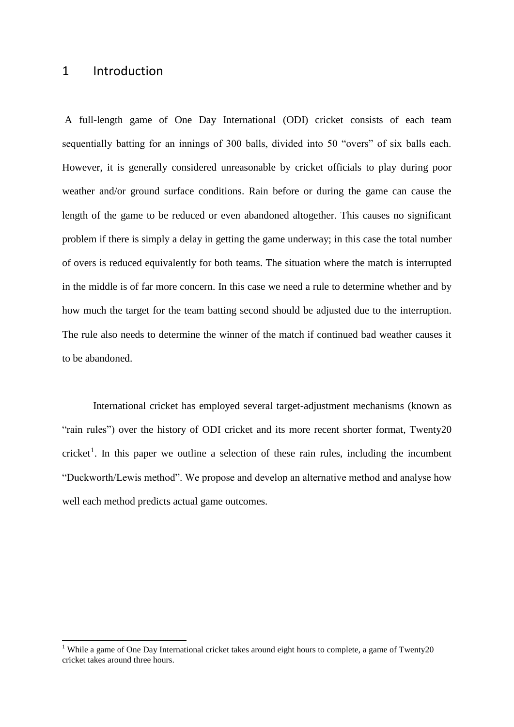# 1 Introduction

A full-length game of One Day International (ODI) cricket consists of each team sequentially batting for an innings of 300 balls, divided into 50 "overs" of six balls each. However, it is generally considered unreasonable by cricket officials to play during poor weather and/or ground surface conditions. Rain before or during the game can cause the length of the game to be reduced or even abandoned altogether. This causes no significant problem if there is simply a delay in getting the game underway; in this case the total number of overs is reduced equivalently for both teams. The situation where the match is interrupted in the middle is of far more concern. In this case we need a rule to determine whether and by how much the target for the team batting second should be adjusted due to the interruption. The rule also needs to determine the winner of the match if continued bad weather causes it to be abandoned.

International cricket has employed several target-adjustment mechanisms (known as "rain rules") over the history of ODI cricket and its more recent shorter format, Twenty20 cricket[1]. In this paper we outline a selection of these rain rules, including the incumbent "Duckworth/Lewis method". We propose and develop an alternative method and analyse how well each method predicts actual game outcomes.

[1] While a game of One Day International cricket takes around eight hours to complete, a game of Twenty20 cricket takes around three hours.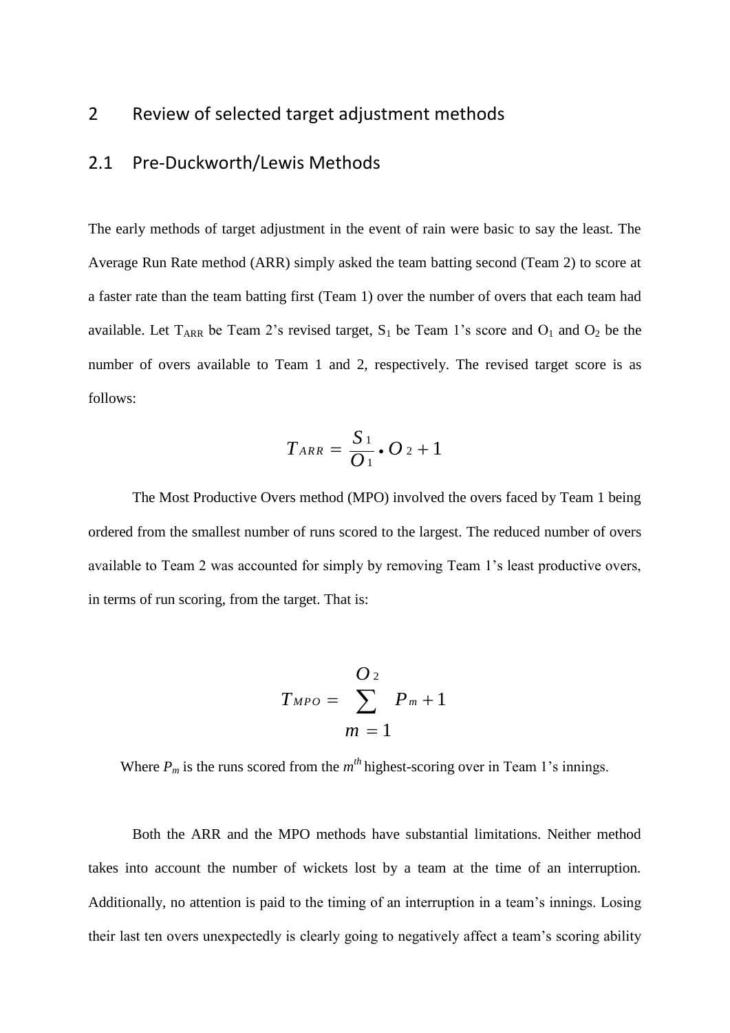## 2 Review of selected target adjustment methods

### 2.1 Pre-Duckworth/Lewis Methods

The early methods of target adjustment in the event of rain were basic to say the least. The Average Run Rate method (ARR) simply asked the team batting second (Team 2) to score at a faster rate than the team batting first (Team 1) over the number of overs that each team had available. Let $T_{ARR}$ be Team 2's revised target, $S_1$ be Team 1's score and $O_1$ and $O_2$ be the number of overs available to Team 1 and 2, respectively. The revised target score is as follows:

$$T_{ARR} = \frac{S_1}{O_1} \bullet O_2 + 1$$

The Most Productive Overs method (MPO) involved the overs faced by Team 1 being ordered from the smallest number of runs scored to the largest. The reduced number of overs available to Team 2 was accounted for simply by removing Team 1's least productive overs, in terms of run scoring, from the target. That is:

$$T_{MPO} = \sum_{m=1}^{O_2} P_m + 1$$

Where $P_m$ is the runs scored from the $m^{th}$ highest-scoring over in Team 1's innings.

Both the ARR and the MPO methods have substantial limitations. Neither method takes into account the number of wickets lost by a team at the time of an interruption. Additionally, no attention is paid to the timing of an interruption in a team's innings. Losing their last ten overs unexpectedly is clearly going to negatively affect a team's scoring ability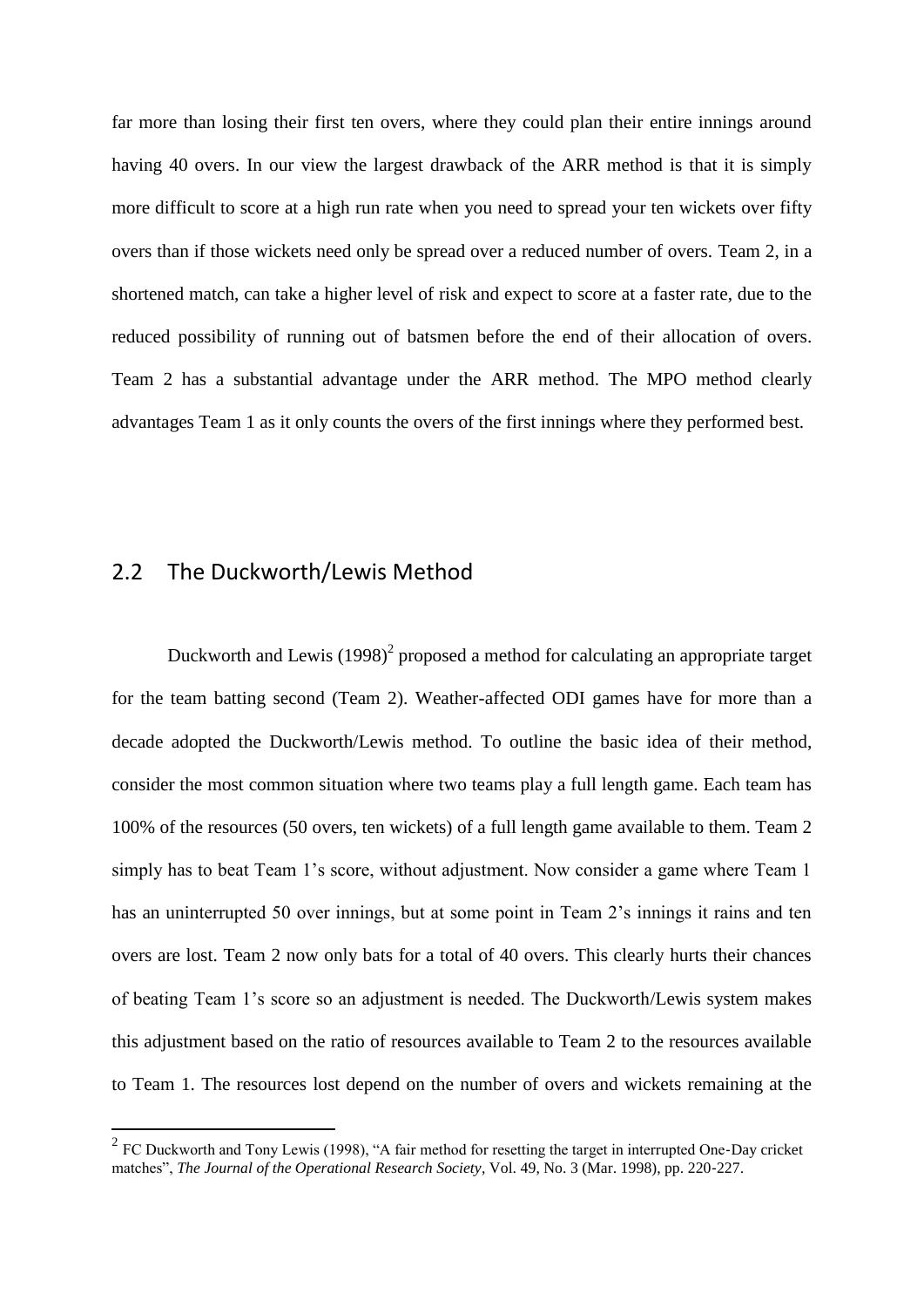far more than losing their first ten overs, where they could plan their entire innings around having 40 overs. In our view the largest drawback of the ARR method is that it is simply more difficult to score at a high run rate when you need to spread your ten wickets over fifty overs than if those wickets need only be spread over a reduced number of overs. Team 2, in a shortened match, can take a higher level of risk and expect to score at a faster rate, due to the reduced possibility of running out of batsmen before the end of their allocation of overs. Team 2 has a substantial advantage under the ARR method. The MPO method clearly advantages Team 1 as it only counts the overs of the first innings where they performed best.

## 2.2 The Duckworth/Lewis Method

Duckworth and Lewis (1998)[2] proposed a method for calculating an appropriate target for the team batting second (Team 2). Weather-affected ODI games have for more than a decade adopted the Duckworth/Lewis method. To outline the basic idea of their method, consider the most common situation where two teams play a full length game. Each team has 100% of the resources (50 overs, ten wickets) of a full length game available to them. Team 2 simply has to beat Team 1's score, without adjustment. Now consider a game where Team 1 has an uninterrupted 50 over innings, but at some point in Team 2's innings it rains and ten overs are lost. Team 2 now only bats for a total of 40 overs. This clearly hurts their chances of beating Team 1's score so an adjustment is needed. The Duckworth/Lewis system makes this adjustment based on the ratio of resources available to Team 2 to the resources available to Team 1. The resources lost depend on the number of overs and wickets remaining at the

[2] FC Duckworth and Tony Lewis (1998), "A fair method for resetting the target in interrupted One-Day cricket matches", *The Journal of the Operational Research Society*, Vol. 49, No. 3 (Mar. 1998), pp. 220-227.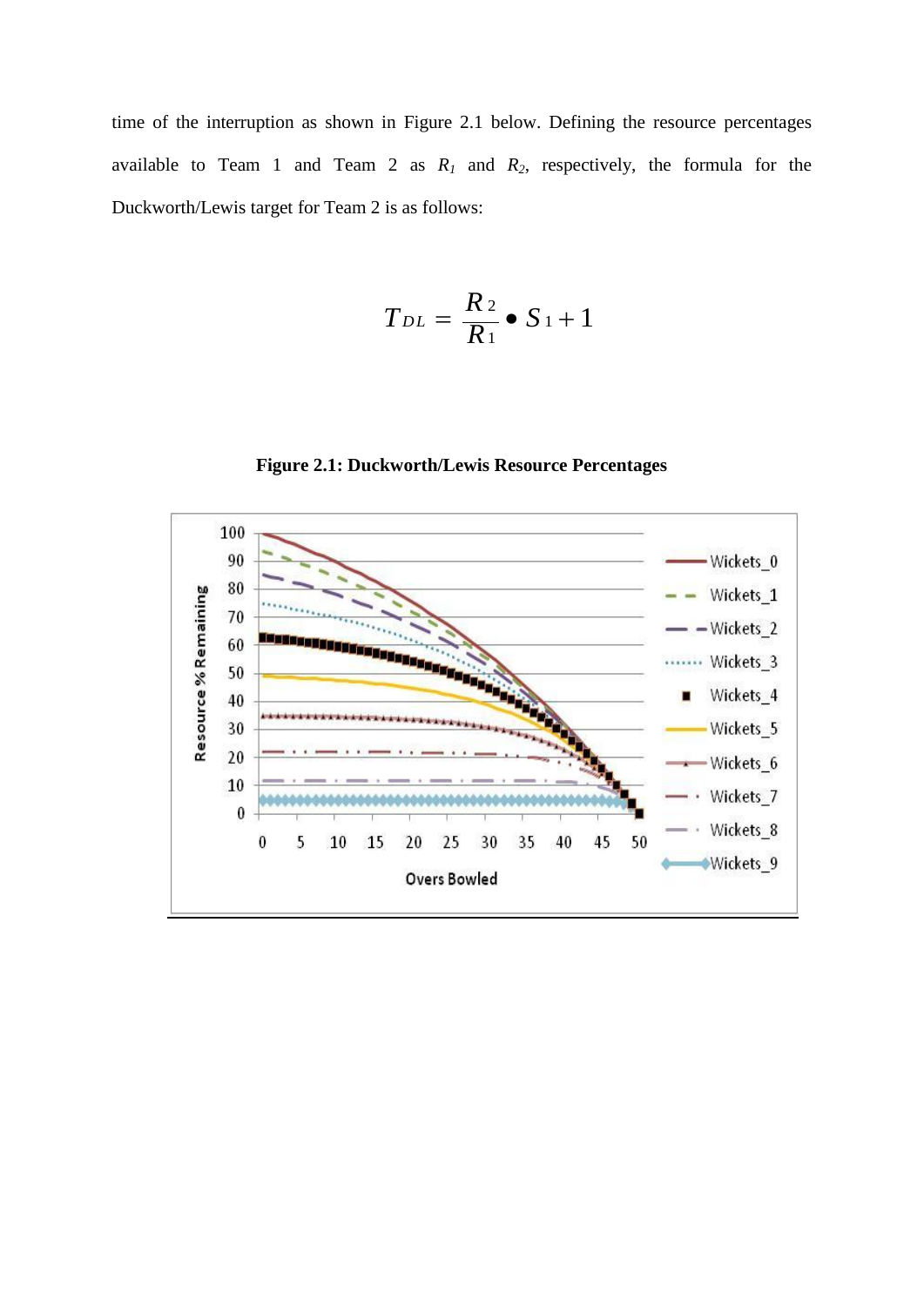time of the interruption as shown in Figure 2.1 below. Defining the resource percentages available to Team 1 and Team 2 as $R_1$ and $R_2$, respectively, the formula for the Duckworth/Lewis target for Team 2 is as follows:

$$T_{DL} = \frac{R_2}{R_1} \bullet S_1 + 1$$

**Figure 2.1: Duckworth/Lewis Resource Percentages**

Resource % Remaining

100
90
80
70
60
50
40
30
20
10
0

0 5 10 15 20 25 30 35 40 45 50

Overs Bowled

Wickets_0
Wickets_1
Wickets_2
Wickets_3
Wickets_4
Wickets_5
Wickets_6
Wickets_7
Wickets_8
Wickets_9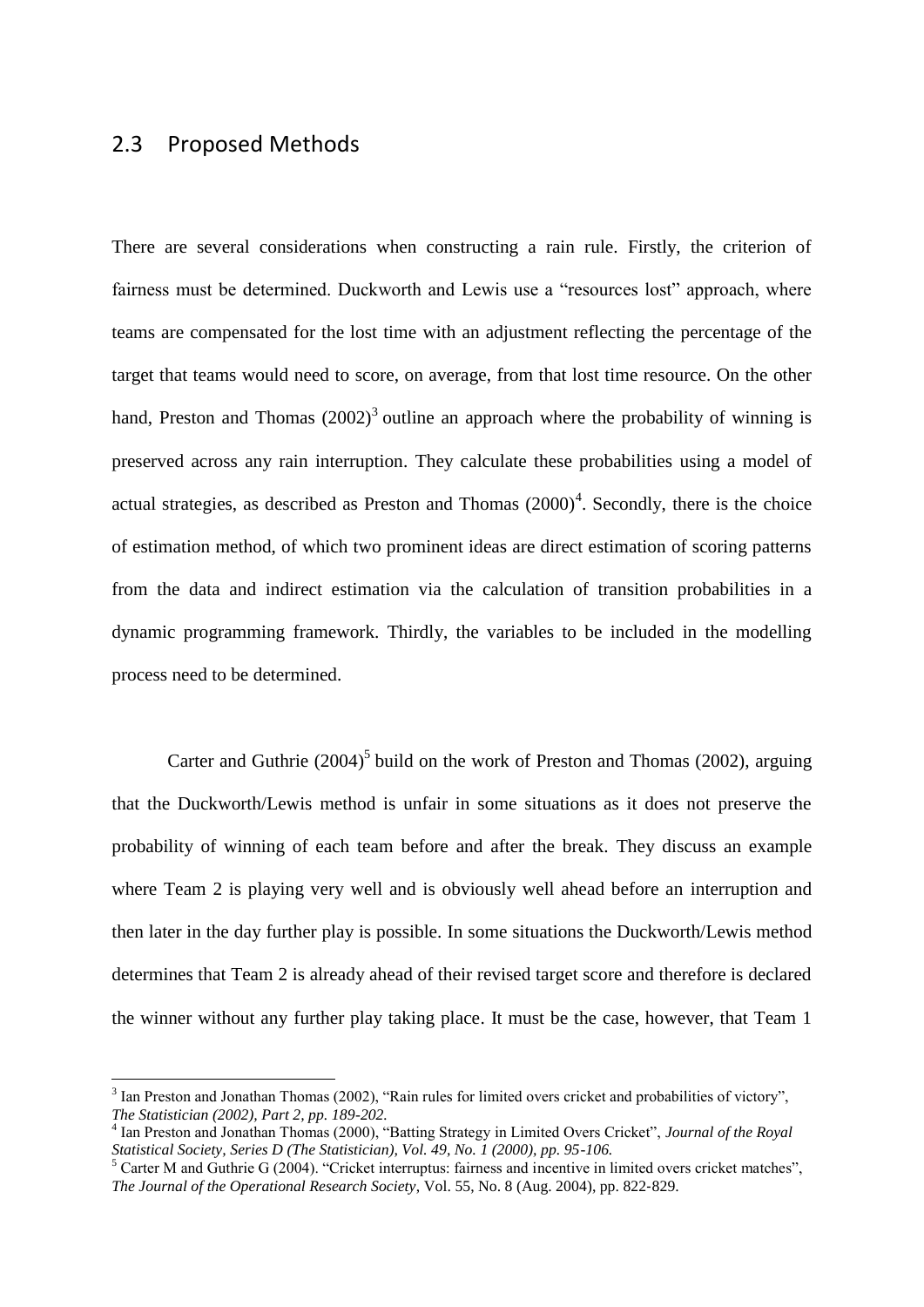## 2.3 Proposed Methods

There are several considerations when constructing a rain rule. Firstly, the criterion of fairness must be determined. Duckworth and Lewis use a "resources lost" approach, where teams are compensated for the lost time with an adjustment reflecting the percentage of the target that teams would need to score, on average, from that lost time resource. On the other hand, Preston and Thomas (2002)[3] outline an approach where the probability of winning is preserved across any rain interruption. They calculate these probabilities using a model of actual strategies, as described as Preston and Thomas (2000)[4]. Secondly, there is the choice of estimation method, of which two prominent ideas are direct estimation of scoring patterns from the data and indirect estimation via the calculation of transition probabilities in a dynamic programming framework. Thirdly, the variables to be included in the modelling process need to be determined.

Carter and Guthrie (2004)[5] build on the work of Preston and Thomas (2002), arguing that the Duckworth/Lewis method is unfair in some situations as it does not preserve the probability of winning of each team before and after the break. They discuss an example where Team 2 is playing very well and is obviously well ahead before an interruption and then later in the day further play is possible. In some situations the Duckworth/Lewis method determines that Team 2 is already ahead of their revised target score and therefore is declared the winner without any further play taking place. It must be the case, however, that Team 1

---

[3] Ian Preston and Jonathan Thomas (2002), "Rain rules for limited overs cricket and probabilities of victory", *The Statistician (2002), Part 2, pp. 189-202.*

[4] Ian Preston and Jonathan Thomas (2000), "Batting Strategy in Limited Overs Cricket", *Journal of the Royal Statistical Society, Series D (The Statistician), Vol. 49, No. 1 (2000), pp. 95-106.*

[5] Carter M and Guthrie G (2004). "Cricket interruptus: fairness and incentive in limited overs cricket matches", *The Journal of the Operational Research Society*, Vol. 55, No. 8 (Aug. 2004), pp. 822-829.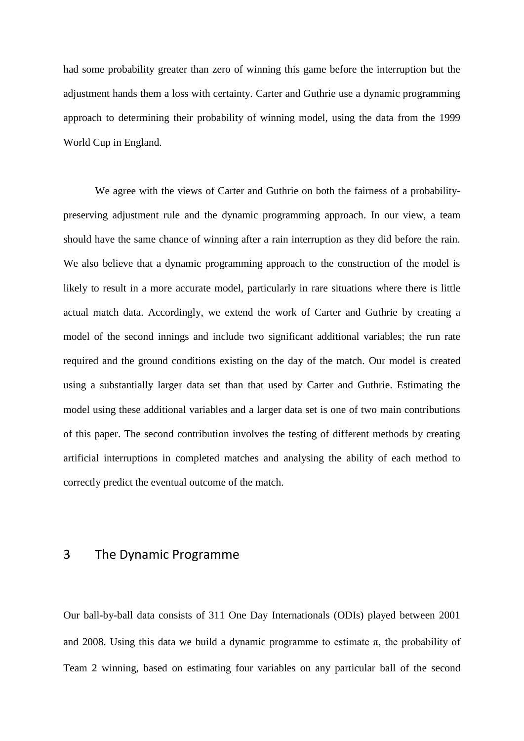had some probability greater than zero of winning this game before the interruption but the adjustment hands them a loss with certainty. Carter and Guthrie use a dynamic programming approach to determining their probability of winning model, using the data from the 1999 World Cup in England.

We agree with the views of Carter and Guthrie on both the fairness of a probability-preserving adjustment rule and the dynamic programming approach. In our view, a team should have the same chance of winning after a rain interruption as they did before the rain. We also believe that a dynamic programming approach to the construction of the model is likely to result in a more accurate model, particularly in rare situations where there is little actual match data. Accordingly, we extend the work of Carter and Guthrie by creating a model of the second innings and include two significant additional variables; the run rate required and the ground conditions existing on the day of the match. Our model is created using a substantially larger data set than that used by Carter and Guthrie. Estimating the model using these additional variables and a larger data set is one of two main contributions of this paper. The second contribution involves the testing of different methods by creating artificial interruptions in completed matches and analysing the ability of each method to correctly predict the eventual outcome of the match.

## 3 The Dynamic Programme

Our ball-by-ball data consists of 311 One Day Internationals (ODIs) played between 2001 and 2008. Using this data we build a dynamic programme to estimate $\pi$, the probability of Team 2 winning, based on estimating four variables on any particular ball of the second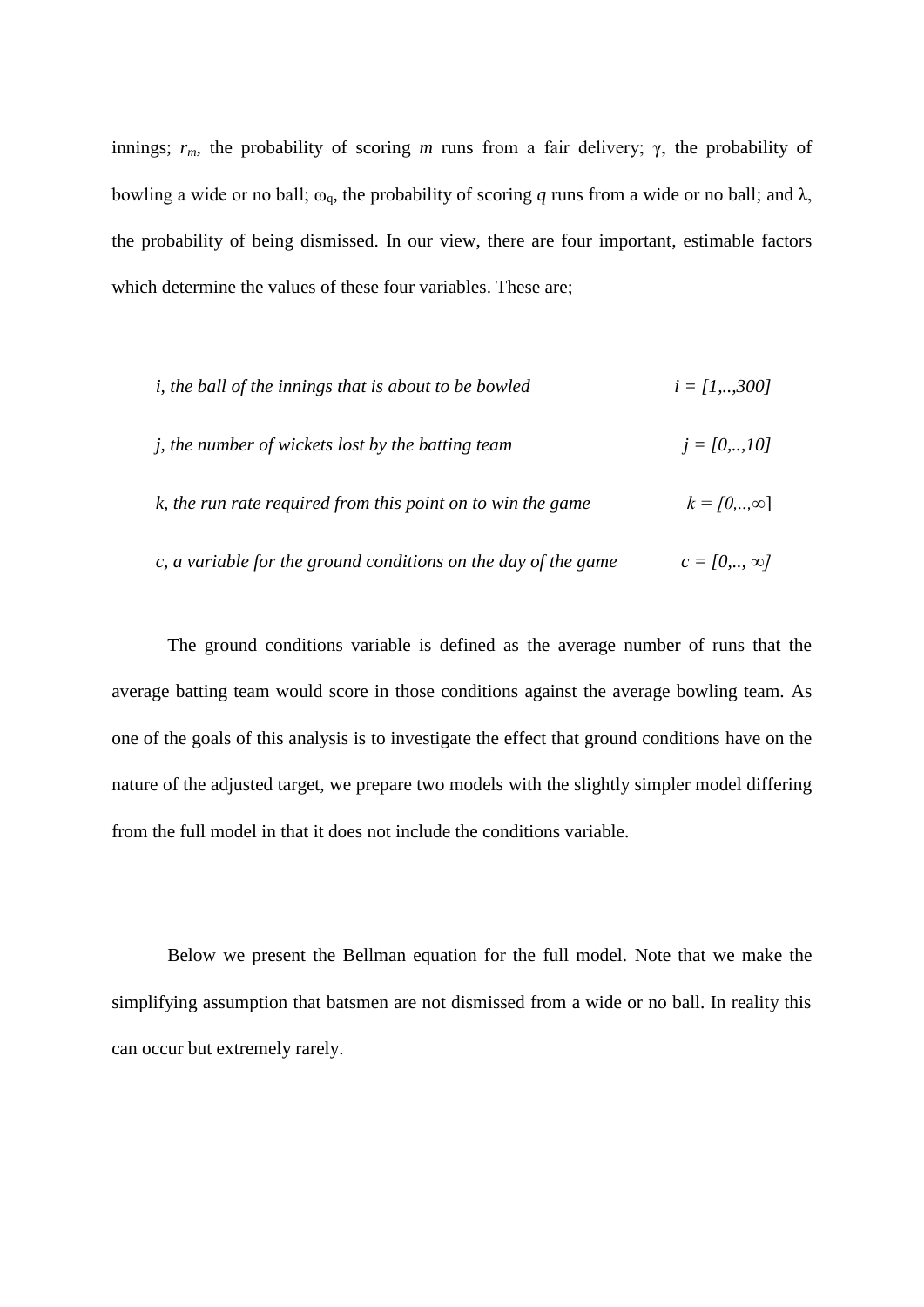innings; $r_m$, the probability of scoring $m$ runs from a fair delivery; $\gamma$, the probability of bowling a wide or no ball; $\omega_q$, the probability of scoring $q$ runs from a wide or no ball; and $\lambda$, the probability of being dismissed. In our view, there are four important, estimable factors which determine the values of these four variables. These are;

| | |
|---|---|
| *i, the ball of the innings that is about to be bowled* | $i = [1,..,300]$ |
| *j, the number of wickets lost by the batting team* | $j = [0,..,10]$ |
| *k, the run rate required from this point on to win the game* | $k = [0,..,\infty]$ |
| *c, a variable for the ground conditions on the day of the game* | $c = [0,.., \infty]$ |

The ground conditions variable is defined as the average number of runs that the average batting team would score in those conditions against the average bowling team. As one of the goals of this analysis is to investigate the effect that ground conditions have on the nature of the adjusted target, we prepare two models with the slightly simpler model differing from the full model in that it does not include the conditions variable.

Below we present the Bellman equation for the full model. Note that we make the simplifying assumption that batsmen are not dismissed from a wide or no ball. In reality this can occur but extremely rarely.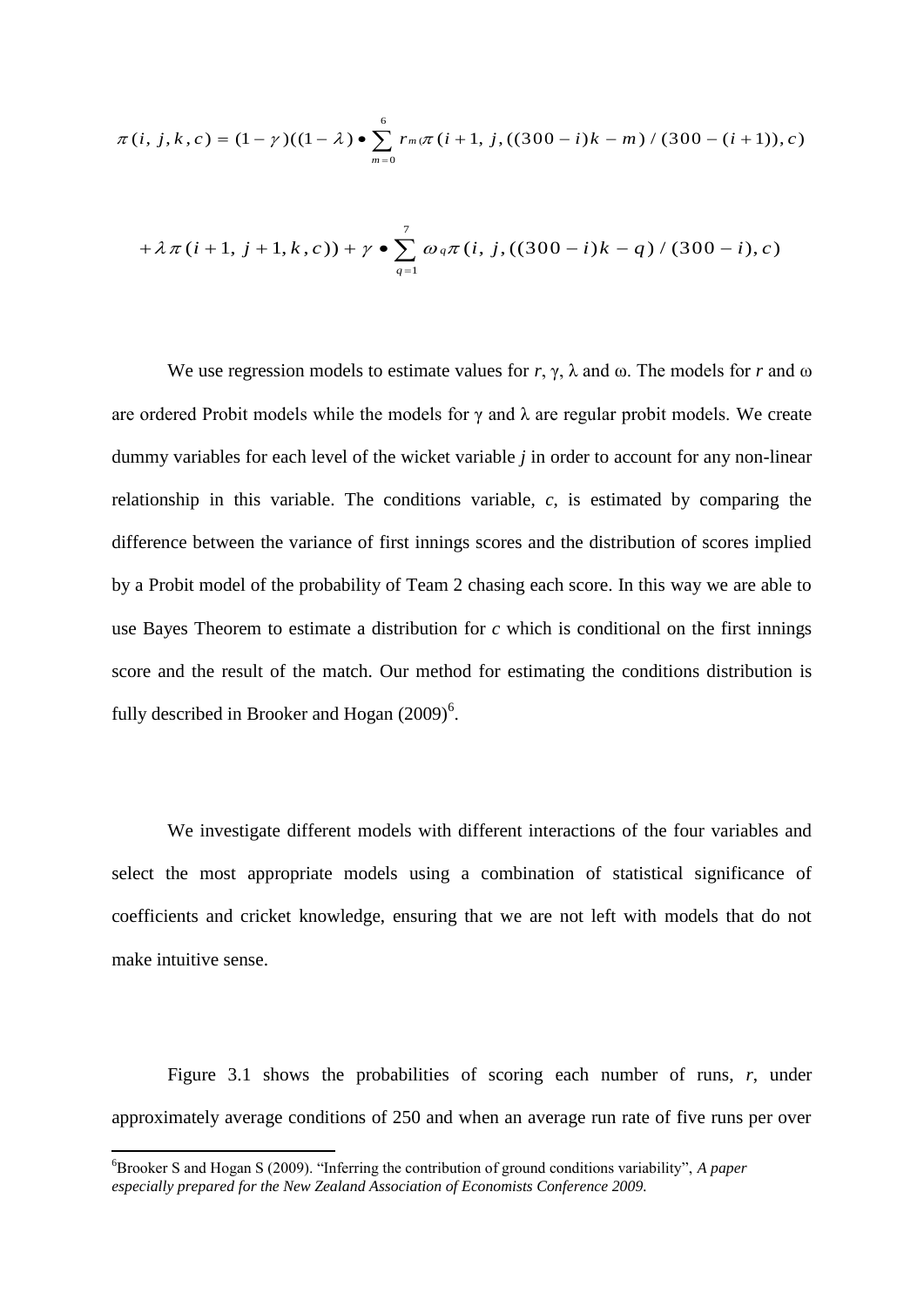$$\pi(i, j, k, c) = (1-\gamma)((1-\lambda) \bullet \sum_{m=0}^{6} r_m (\pi(i+1, j, ((300-i)k - m)/(300-(i+1)), c)$$

$$+ \lambda \pi(i+1, j+1, k, c)) + \gamma \bullet \sum_{q=1}^{7} \omega_q \pi(i, j, ((300-i)k - q)/(300-i), c)$$

We use regression models to estimate values for $r$, $\gamma$, $\lambda$ and $\omega$. The models for $r$ and $\omega$ are ordered Probit models while the models for $\gamma$ and $\lambda$ are regular probit models. We create dummy variables for each level of the wicket variable $j$ in order to account for any non-linear relationship in this variable. The conditions variable, $c$, is estimated by comparing the difference between the variance of first innings scores and the distribution of scores implied by a Probit model of the probability of Team 2 chasing each score. In this way we are able to use Bayes Theorem to estimate a distribution for $c$ which is conditional on the first innings score and the result of the match. Our method for estimating the conditions distribution is fully described in Brooker and Hogan (2009)[6].

We investigate different models with different interactions of the four variables and select the most appropriate models using a combination of statistical significance of coefficients and cricket knowledge, ensuring that we are not left with models that do not make intuitive sense.

Figure 3.1 shows the probabilities of scoring each number of runs, $r$, under approximately average conditions of 250 and when an average run rate of five runs per over

[6]Brooker S and Hogan S (2009). "Inferring the contribution of ground conditions variability", *A paper especially prepared for the New Zealand Association of Economists Conference 2009.*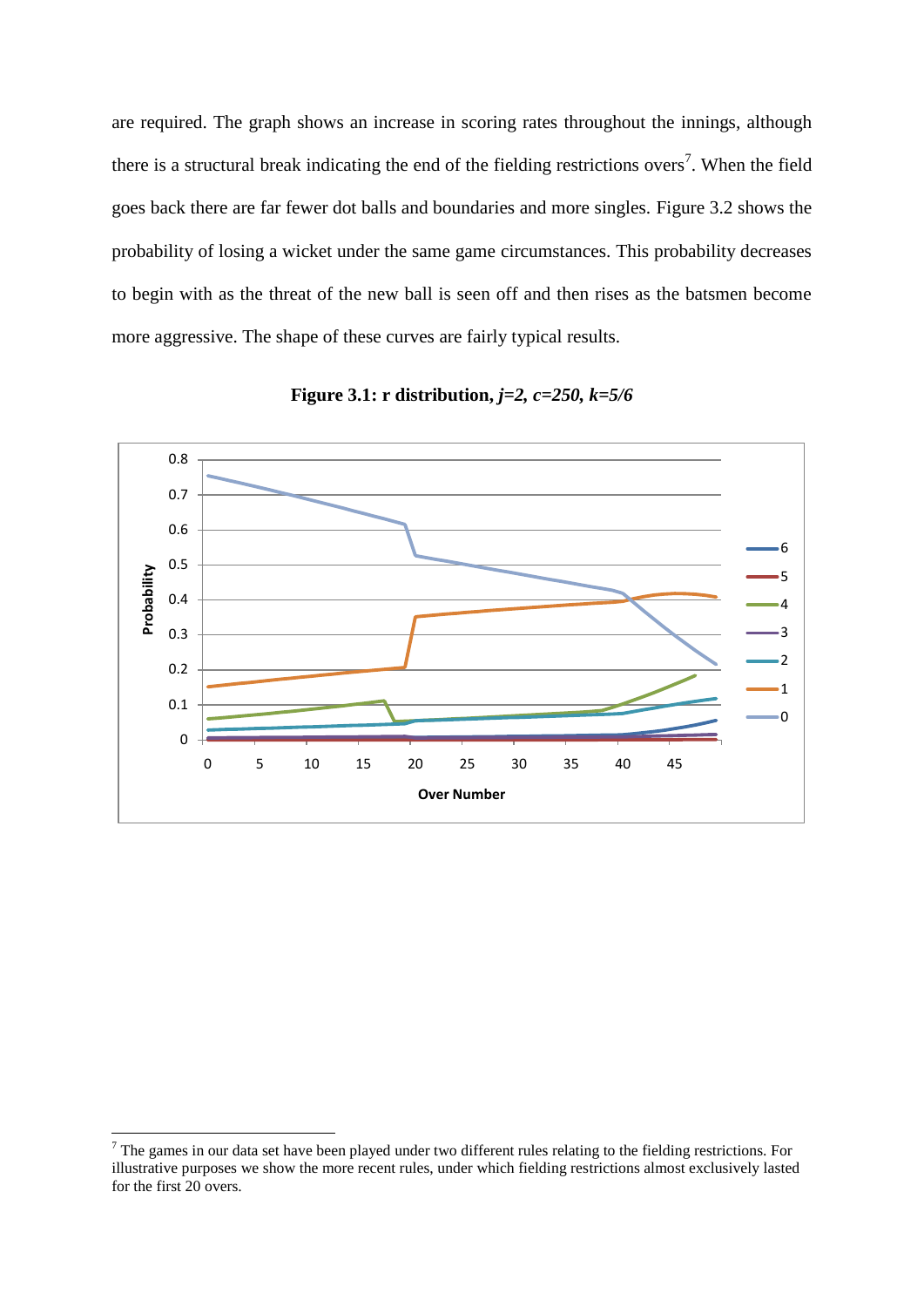are required. The graph shows an increase in scoring rates throughout the innings, although there is a structural break indicating the end of the fielding restrictions overs[7]. When the field goes back there are far fewer dot balls and boundaries and more singles. Figure 3.2 shows the probability of losing a wicket under the same game circumstances. This probability decreases to begin with as the threat of the new ball is seen off and then rises as the batsmen become more aggressive. The shape of these curves are fairly typical results.

**Figure 3.1: r distribution, *j=2, c=250, k=5/6***

Probability

0.8
0.7
0.6
0.5
0.4
0.3
0.2
0.1
0

0 5 10 15 20 25 30 35 40 45

Over Number

6
5
4
3
2
1
0

---

[7] The games in our data set have been played under two different rules relating to the fielding restrictions. For illustrative purposes we show the more recent rules, under which fielding restrictions almost exclusively lasted for the first 20 overs.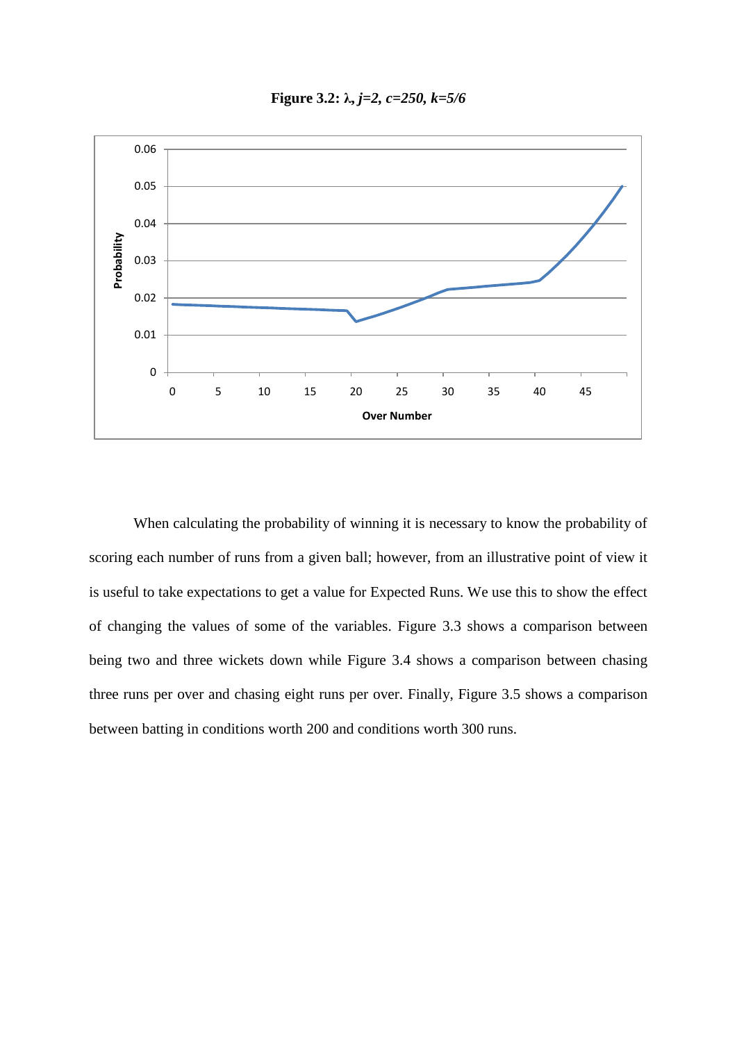**Figure 3.2:** $\lambda$, $j=2$, $c=250$, $k=5/6$

Probability

0.06
0.05
0.04
0.03
0.02
0.01
0

0 5 10 15 20 25 30 35 40 45

Over Number

When calculating the probability of winning it is necessary to know the probability of scoring each number of runs from a given ball; however, from an illustrative point of view it is useful to take expectations to get a value for Expected Runs. We use this to show the effect of changing the values of some of the variables. Figure 3.3 shows a comparison between being two and three wickets down while Figure 3.4 shows a comparison between chasing three runs per over and chasing eight runs per over. Finally, Figure 3.5 shows a comparison between batting in conditions worth 200 and conditions worth 300 runs.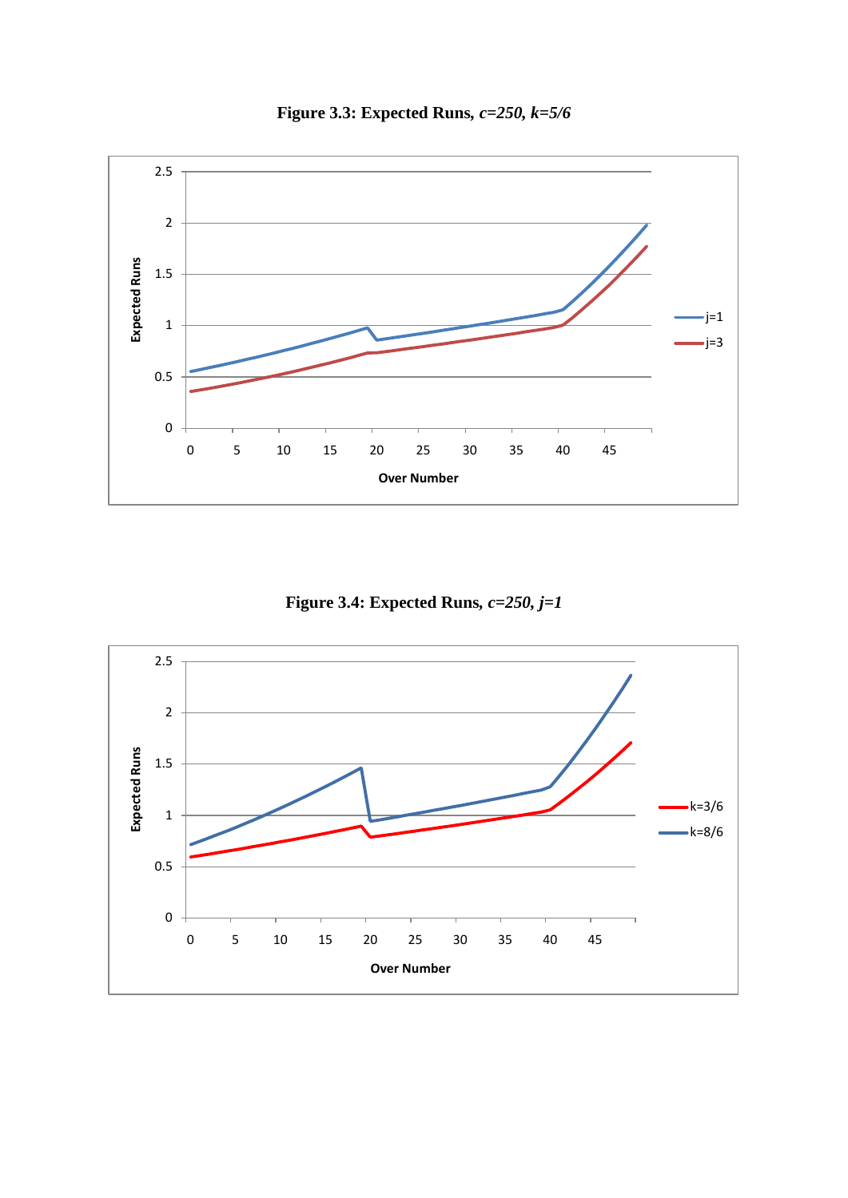**Figure 3.3: Expected Runs, *c=250, k=5/6***

Expected Runs

2.5
2
1.5
1
0.5
0

0 5 10 15 20 25 30 35 40 45

Over Number

j=1
j=3

**Figure 3.4: Expected Runs, *c=250, j=1***

Expected Runs

2.5
2
1.5
1
0.5
0

0 5 10 15 20 25 30 35 40 45

Over Number

k=3/6
k=8/6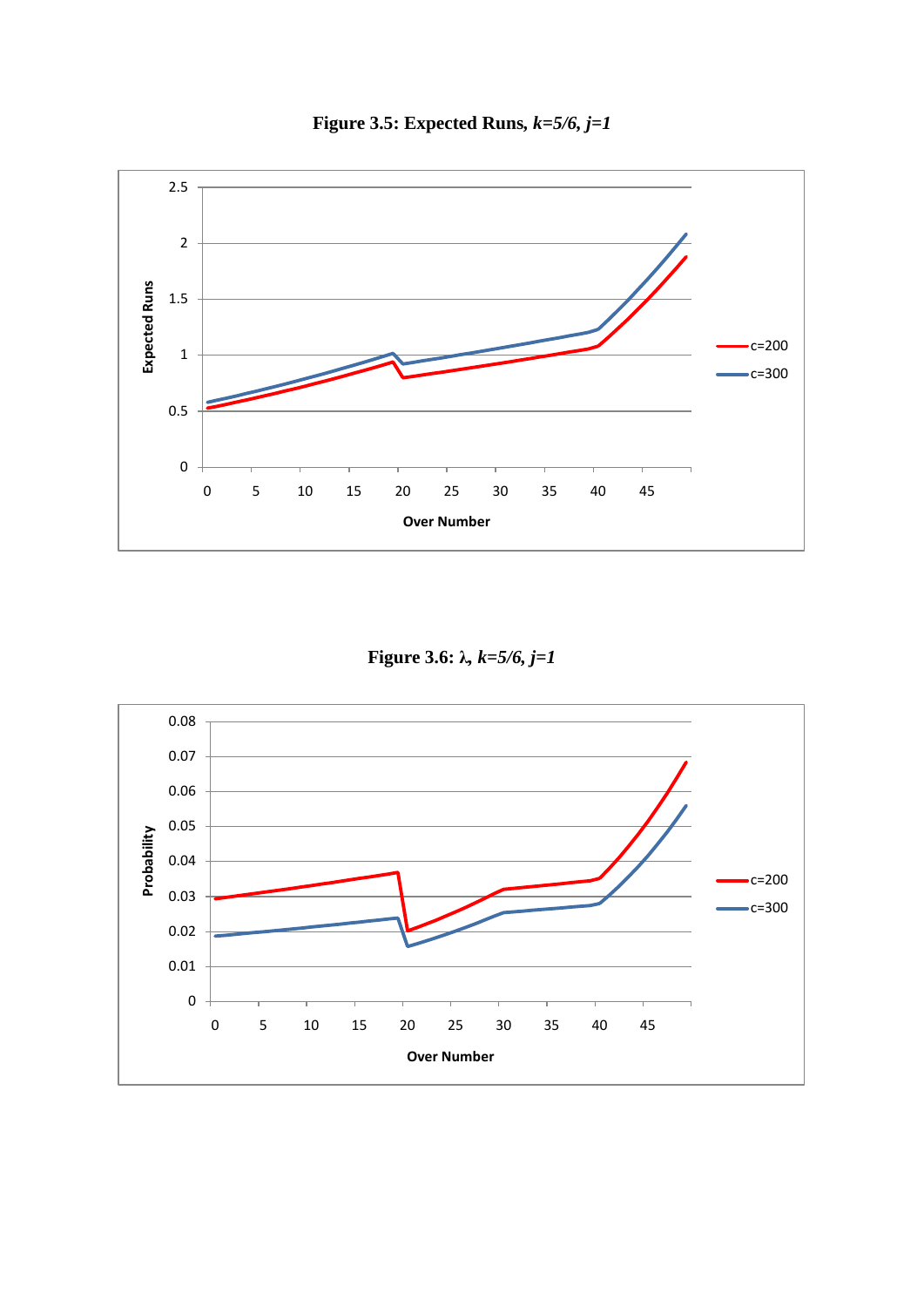**Figure 3.5: Expected Runs, *k=5/6, j=1***

Expected Runs

2.5
2
1.5
1
0.5
0

0 5 10 15 20 25 30 35 40 45

Over Number

c=200
c=300

**Figure 3.6: λ, *k=5/6, j=1***

Probability

0.08
0.07
0.06
0.05
0.04
0.03
0.02
0.01
0

0 5 10 15 20 25 30 35 40 45

Over Number

c=200
c=300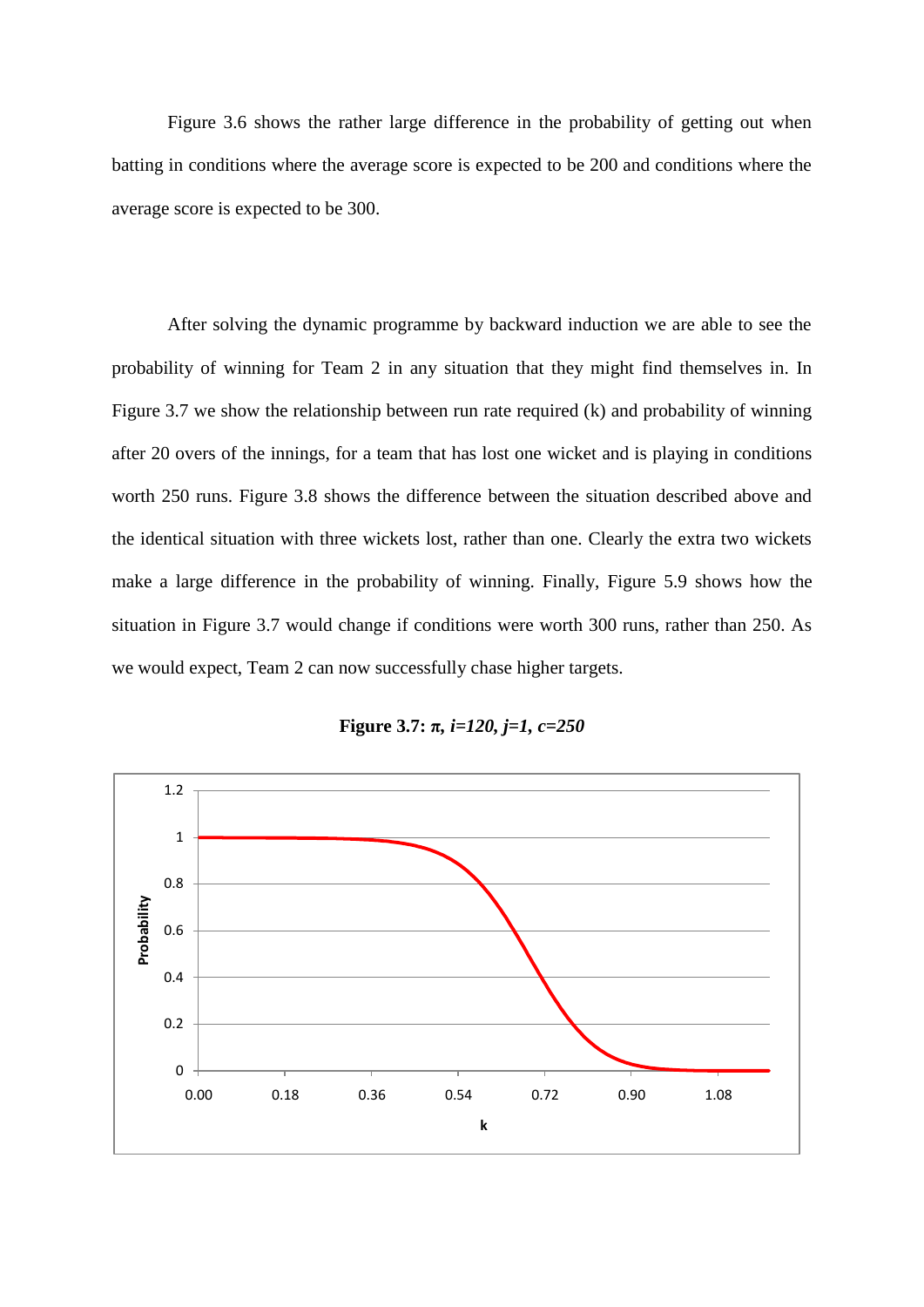Figure 3.6 shows the rather large difference in the probability of getting out when batting in conditions where the average score is expected to be 200 and conditions where the average score is expected to be 300.

After solving the dynamic programme by backward induction we are able to see the probability of winning for Team 2 in any situation that they might find themselves in. In Figure 3.7 we show the relationship between run rate required (k) and probability of winning after 20 overs of the innings, for a team that has lost one wicket and is playing in conditions worth 250 runs. Figure 3.8 shows the difference between the situation described above and the identical situation with three wickets lost, rather than one. Clearly the extra two wickets make a large difference in the probability of winning. Finally, Figure 5.9 shows how the situation in Figure 3.7 would change if conditions were worth 300 runs, rather than 250. As we would expect, Team 2 can now successfully chase higher targets.

**Figure 3.7:** $\pi$**, *i=120, j=1, c=250***

Probability

1.2
1
0.8
0.6
0.4
0.2
0

0.00
0.18
0.36
0.54
0.72
0.90
1.08

k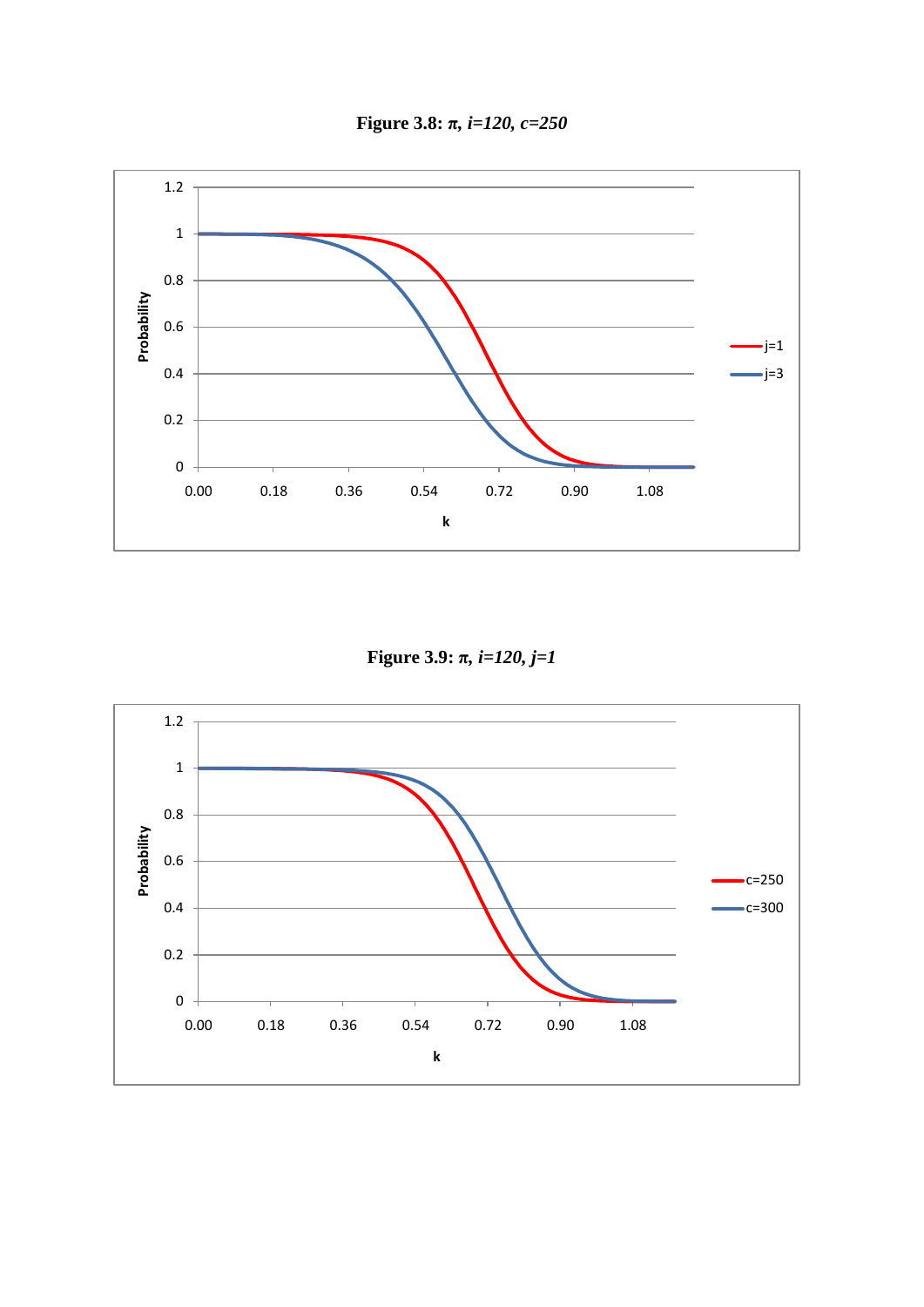**Figure 3.8: $\pi$, *i=120, c=250***

1.2
1
0.8
0.6
0.4
0.2
0
Probability
0.00 0.18 0.36 0.54 0.72 0.90 1.08
k
j=1
j=3

**Figure 3.9: $\pi$, *i=120, j=1***

1.2
1
0.8
0.6
0.4
0.2
0
Probability
0.00 0.18 0.36 0.54 0.72 0.90 1.08
k
c=250
c=300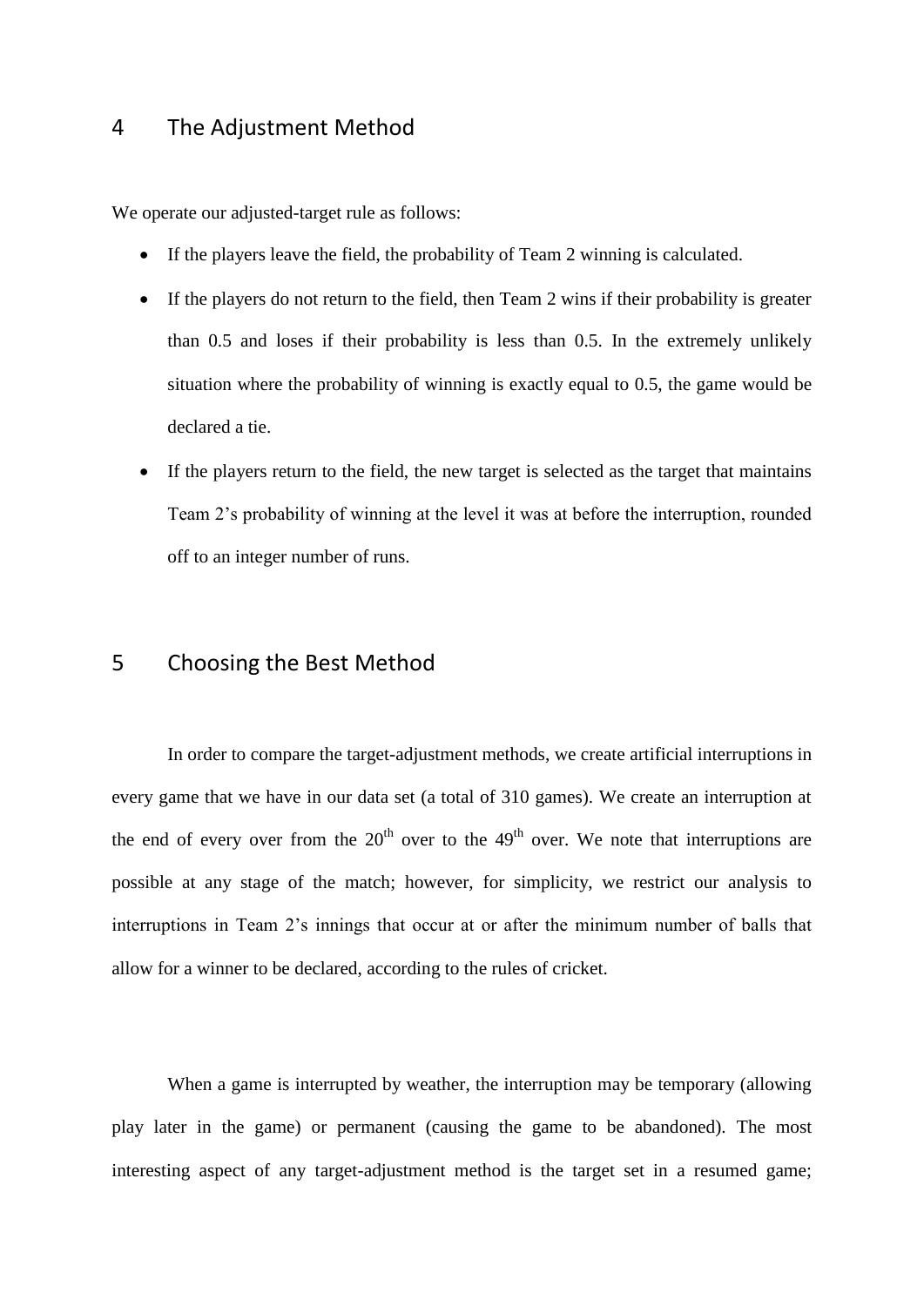## 4 The Adjustment Method

We operate our adjusted-target rule as follows:

- If the players leave the field, the probability of Team 2 winning is calculated.
- If the players do not return to the field, then Team 2 wins if their probability is greater than 0.5 and loses if their probability is less than 0.5. In the extremely unlikely situation where the probability of winning is exactly equal to 0.5, the game would be declared a tie.
- If the players return to the field, the new target is selected as the target that maintains Team 2's probability of winning at the level it was at before the interruption, rounded off to an integer number of runs.

## 5 Choosing the Best Method

In order to compare the target-adjustment methods, we create artificial interruptions in every game that we have in our data set (a total of 310 games). We create an interruption at the end of every over from the 20$^{th}$ over to the 49$^{th}$ over. We note that interruptions are possible at any stage of the match; however, for simplicity, we restrict our analysis to interruptions in Team 2's innings that occur at or after the minimum number of balls that allow for a winner to be declared, according to the rules of cricket.

When a game is interrupted by weather, the interruption may be temporary (allowing play later in the game) or permanent (causing the game to be abandoned). The most interesting aspect of any target-adjustment method is the target set in a resumed game;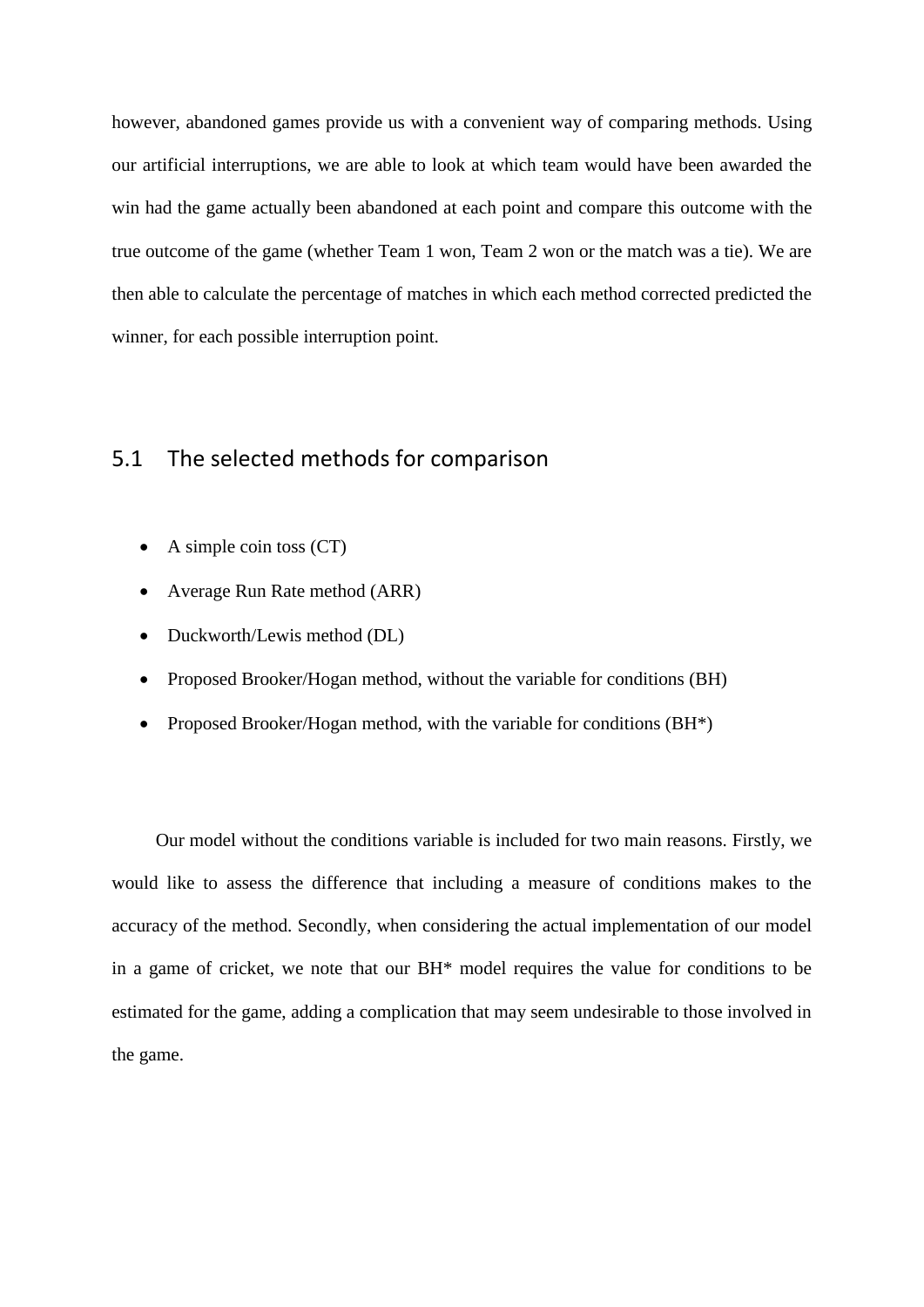however, abandoned games provide us with a convenient way of comparing methods. Using our artificial interruptions, we are able to look at which team would have been awarded the win had the game actually been abandoned at each point and compare this outcome with the true outcome of the game (whether Team 1 won, Team 2 won or the match was a tie). We are then able to calculate the percentage of matches in which each method corrected predicted the winner, for each possible interruption point.

## 5.1 The selected methods for comparison

- A simple coin toss (CT)
- Average Run Rate method (ARR)
- Duckworth/Lewis method (DL)
- Proposed Brooker/Hogan method, without the variable for conditions (BH)
- Proposed Brooker/Hogan method, with the variable for conditions (BH*)

Our model without the conditions variable is included for two main reasons. Firstly, we would like to assess the difference that including a measure of conditions makes to the accuracy of the method. Secondly, when considering the actual implementation of our model in a game of cricket, we note that our BH* model requires the value for conditions to be estimated for the game, adding a complication that may seem undesirable to those involved in the game.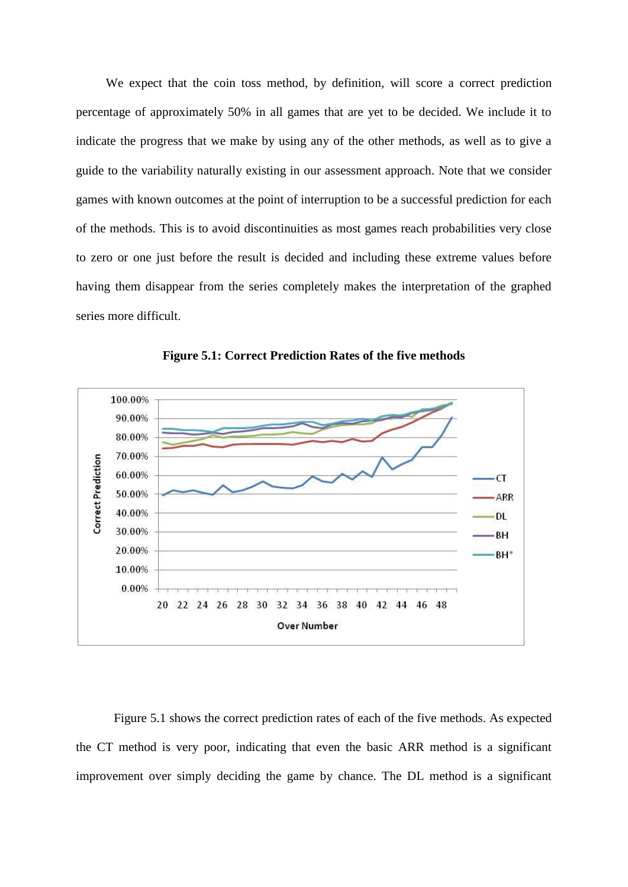We expect that the coin toss method, by definition, will score a correct prediction percentage of approximately 50% in all games that are yet to be decided. We include it to indicate the progress that we make by using any of the other methods, as well as to give a guide to the variability naturally existing in our assessment approach. Note that we consider games with known outcomes at the point of interruption to be a successful prediction for each of the methods. This is to avoid discontinuities as most games reach probabilities very close to zero or one just before the result is decided and including these extreme values before having them disappear from the series completely makes the interpretation of the graphed series more difficult.

**Figure 5.1: Correct Prediction Rates of the five methods**

Correct Prediction

100.00%
90.00%
80.00%
70.00%
60.00%
50.00%
40.00%
30.00%
20.00%
10.00%
0.00%

20 22 24 26 28 30 32 34 36 38 40 42 44 46 48

Over Number

CT
ARR
DL
BH
BH*

Figure 5.1 shows the correct prediction rates of each of the five methods. As expected the CT method is very poor, indicating that even the basic ARR method is a significant improvement over simply deciding the game by chance. The DL method is a significant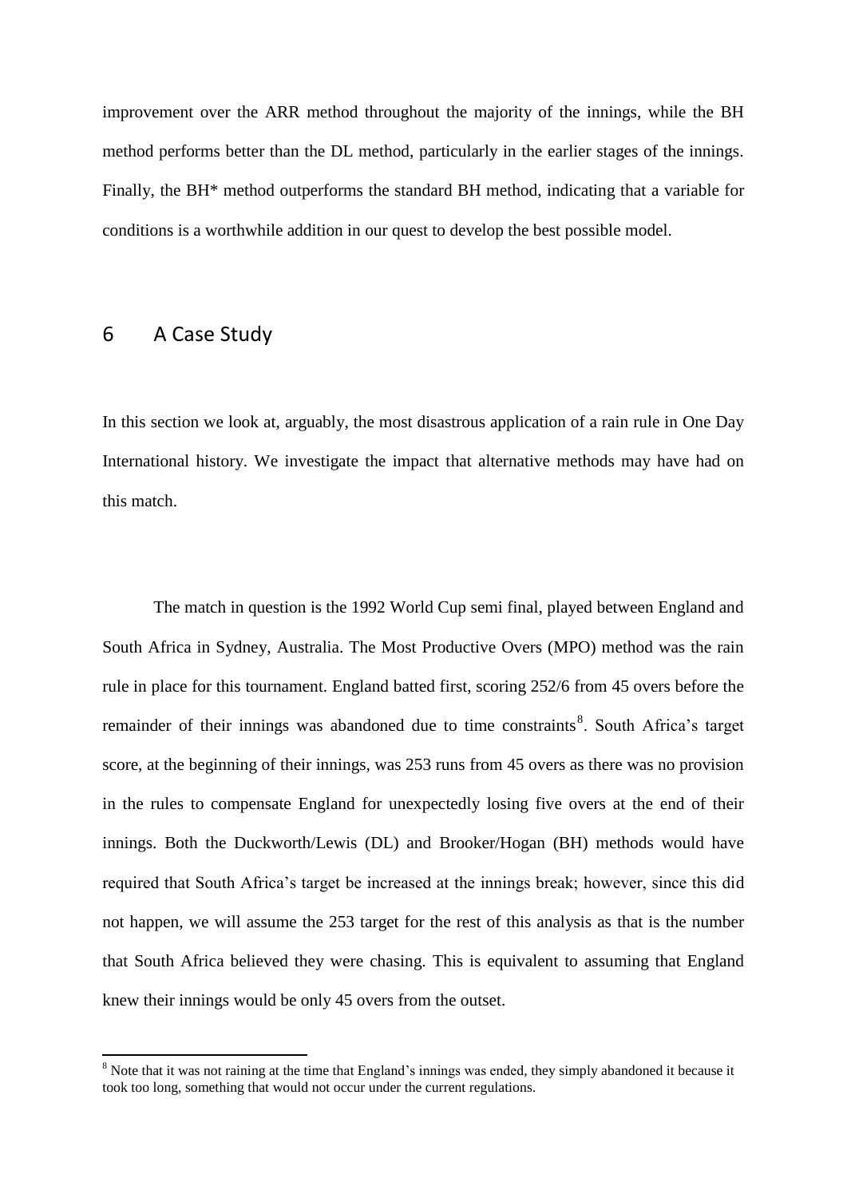improvement over the ARR method throughout the majority of the innings, while the BH method performs better than the DL method, particularly in the earlier stages of the innings. Finally, the BH* method outperforms the standard BH method, indicating that a variable for conditions is a worthwhile addition in our quest to develop the best possible model.

## 6 A Case Study

In this section we look at, arguably, the most disastrous application of a rain rule in One Day International history. We investigate the impact that alternative methods may have had on this match.

The match in question is the 1992 World Cup semi final, played between England and South Africa in Sydney, Australia. The Most Productive Overs (MPO) method was the rain rule in place for this tournament. England batted first, scoring 252/6 from 45 overs before the remainder of their innings was abandoned due to time constraints[8]. South Africa's target score, at the beginning of their innings, was 253 runs from 45 overs as there was no provision in the rules to compensate England for unexpectedly losing five overs at the end of their innings. Both the Duckworth/Lewis (DL) and Brooker/Hogan (BH) methods would have required that South Africa's target be increased at the innings break; however, since this did not happen, we will assume the 253 target for the rest of this analysis as that is the number that South Africa believed they were chasing. This is equivalent to assuming that England knew their innings would be only 45 overs from the outset.

[8] Note that it was not raining at the time that England's innings was ended, they simply abandoned it because it took too long, something that would not occur under the current regulations.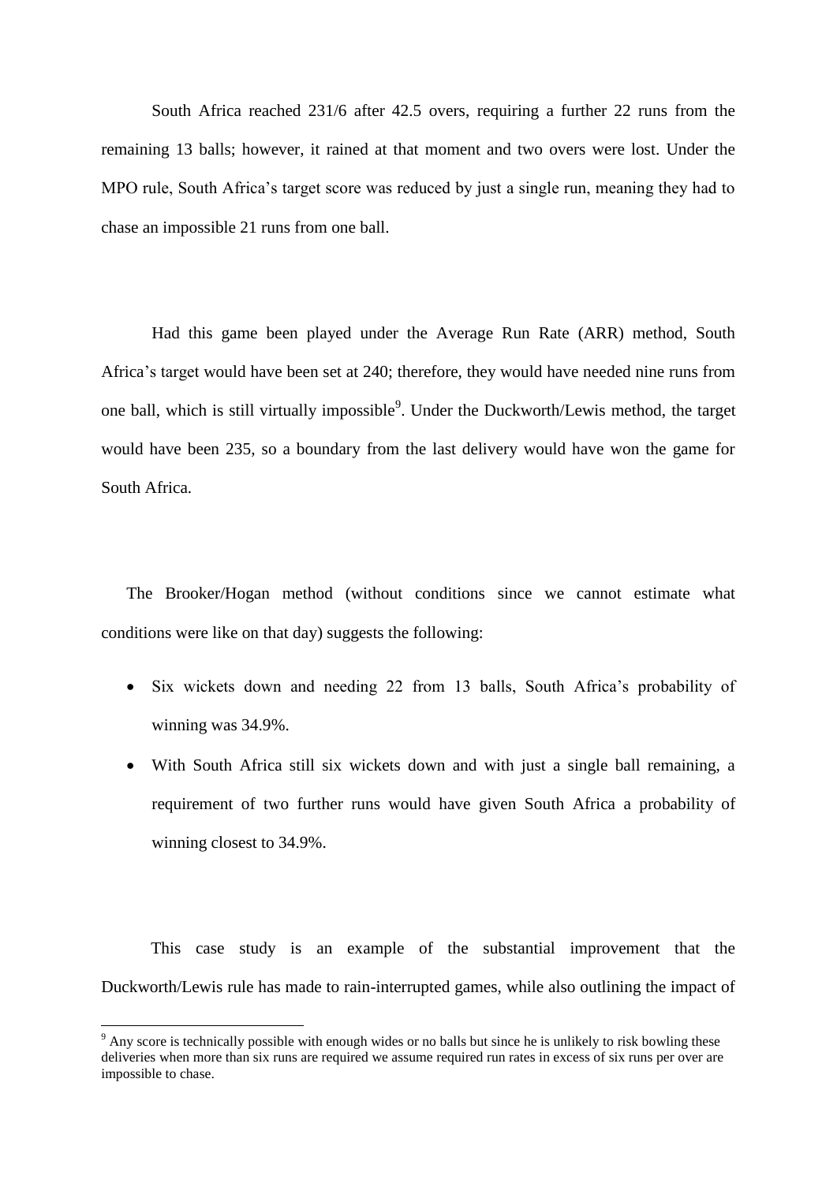South Africa reached 231/6 after 42.5 overs, requiring a further 22 runs from the remaining 13 balls; however, it rained at that moment and two overs were lost. Under the MPO rule, South Africa's target score was reduced by just a single run, meaning they had to chase an impossible 21 runs from one ball.

Had this game been played under the Average Run Rate (ARR) method, South Africa's target would have been set at 240; therefore, they would have needed nine runs from one ball, which is still virtually impossible[9]. Under the Duckworth/Lewis method, the target would have been 235, so a boundary from the last delivery would have won the game for South Africa.

The Brooker/Hogan method (without conditions since we cannot estimate what conditions were like on that day) suggests the following:

- Six wickets down and needing 22 from 13 balls, South Africa's probability of winning was 34.9%.
- With South Africa still six wickets down and with just a single ball remaining, a requirement of two further runs would have given South Africa a probability of winning closest to 34.9%.

This case study is an example of the substantial improvement that the Duckworth/Lewis rule has made to rain-interrupted games, while also outlining the impact of

[9] Any score is technically possible with enough wides or no balls but since he is unlikely to risk bowling these deliveries when more than six runs are required we assume required run rates in excess of six runs per over are impossible to chase.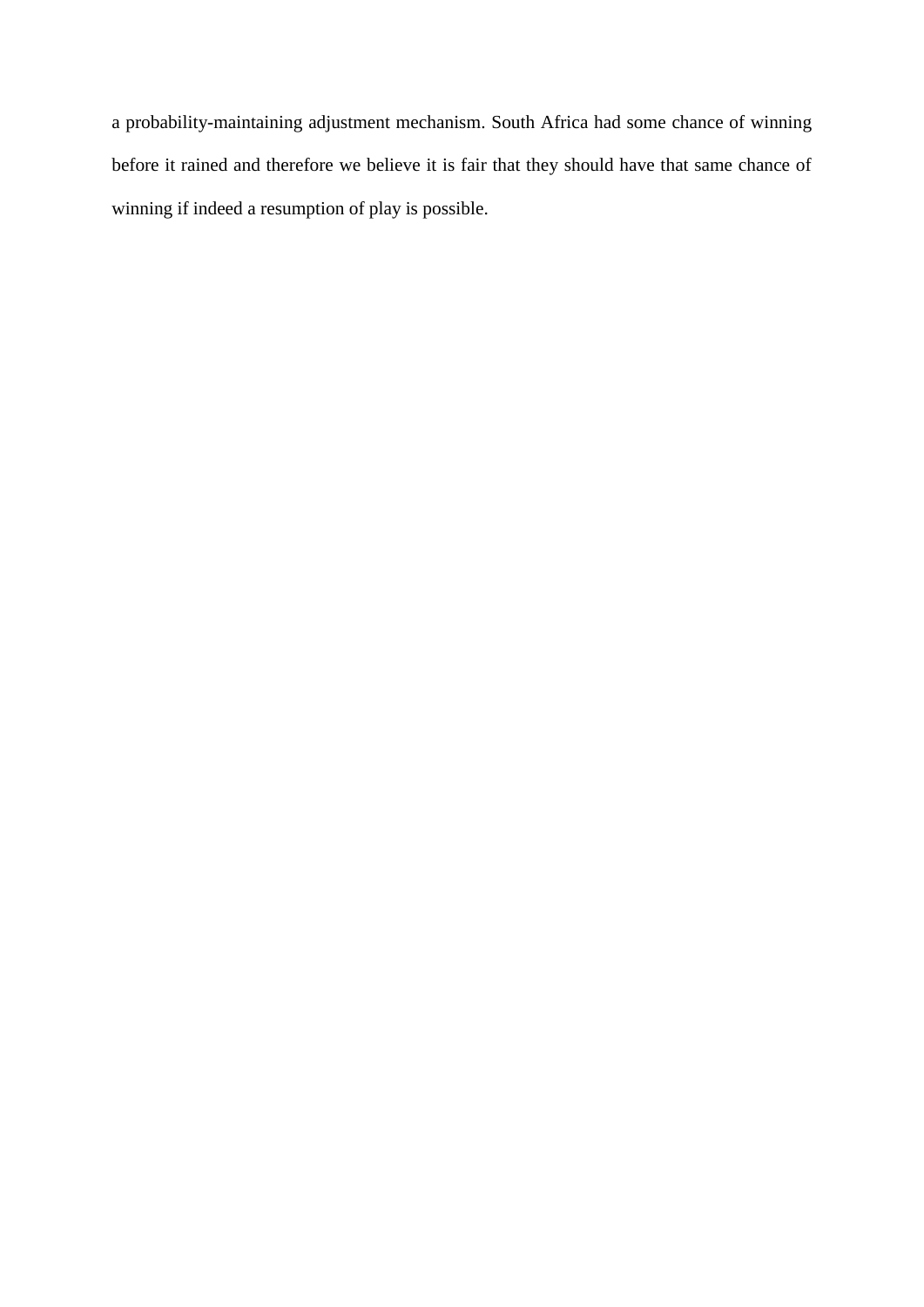a probability-maintaining adjustment mechanism. South Africa had some chance of winning before it rained and therefore we believe it is fair that they should have that same chance of winning if indeed a resumption of play is possible.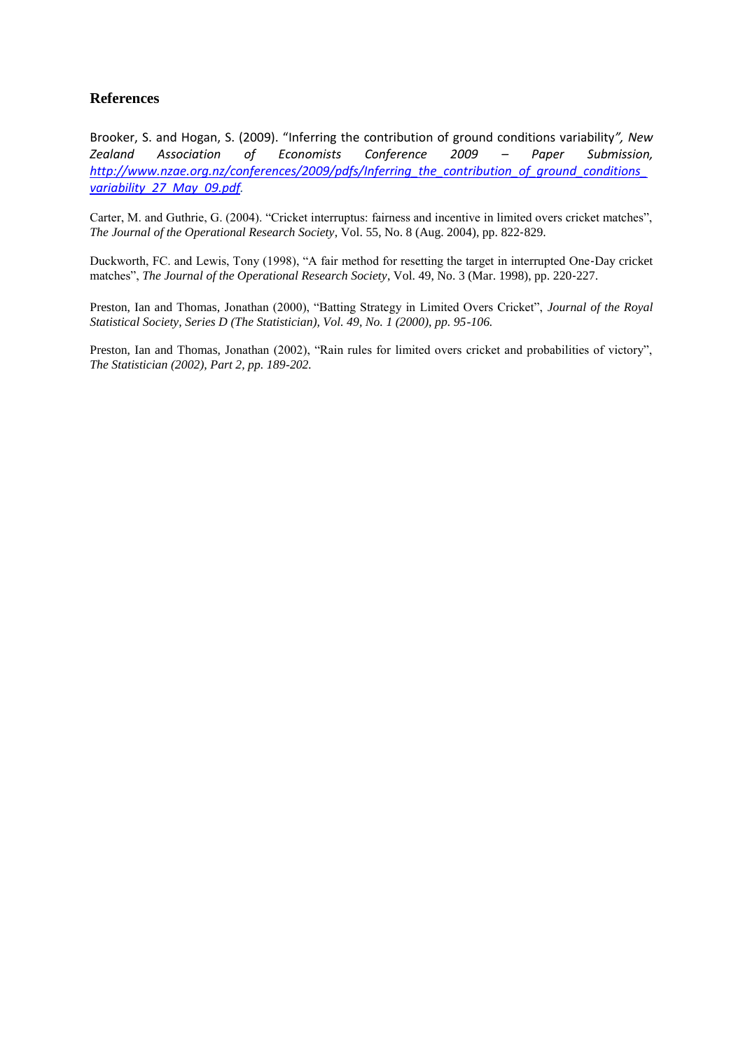## References

Brooker, S. and Hogan, S. (2009). "Inferring the contribution of ground conditions variability*", New Zealand Association of Economists Conference 2009 – Paper Submission, [http://www.nzae.org.nz/conferences/2009/pdfs/Inferring_the_contribution_of_ground_conditions_variability_27_May_09.pdf](http://www.nzae.org.nz/conferences/2009/pdfs/Inferring_the_contribution_of_ground_conditions_variability_27_May_09.pdf).*

Carter, M. and Guthrie, G. (2004). "Cricket interruptus: fairness and incentive in limited overs cricket matches", *The Journal of the Operational Research Society*, Vol. 55, No. 8 (Aug. 2004), pp. 822-829.

Duckworth, FC. and Lewis, Tony (1998), "A fair method for resetting the target in interrupted One-Day cricket matches", *The Journal of the Operational Research Society*, Vol. 49, No. 3 (Mar. 1998), pp. 220-227.

Preston, Ian and Thomas, Jonathan (2000), "Batting Strategy in Limited Overs Cricket", *Journal of the Royal Statistical Society, Series D (The Statistician), Vol. 49, No. 1 (2000), pp. 95-106.*

Preston, Ian and Thomas, Jonathan (2002), "Rain rules for limited overs cricket and probabilities of victory", *The Statistician (2002), Part 2, pp. 189-202.*